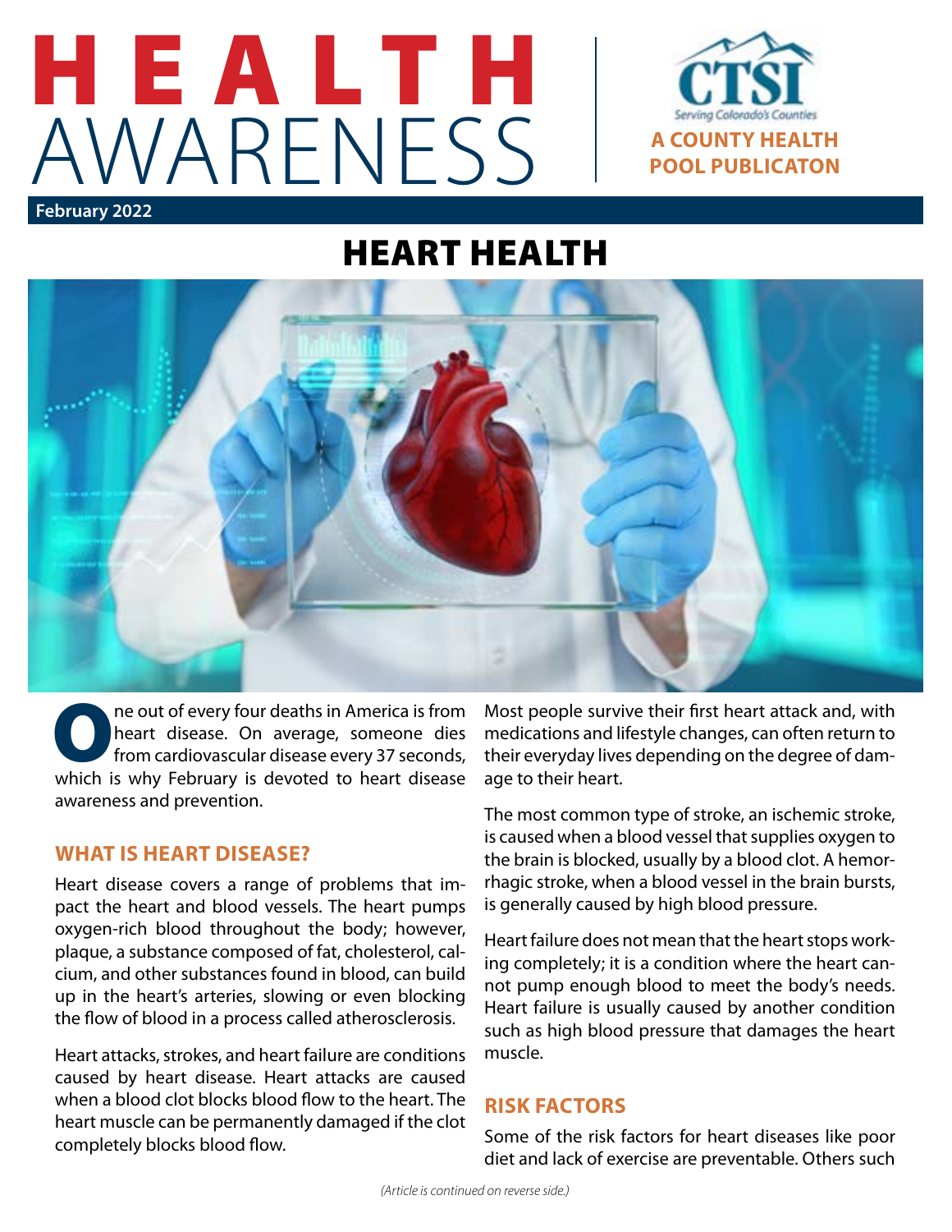# HEALTH AWARENESS

**CTSI** — Serving Colorado's Counties

**A COUNTY HEALTH POOL PUBLICATON**

**February 2022**

## HEART HEALTH

One out of every four deaths in America is from heart disease. On average, someone dies from cardiovascular disease every 37 seconds, which is why February is devoted to heart disease awareness and prevention.

### WHAT IS HEART DISEASE?

Heart disease covers a range of problems that impact the heart and blood vessels. The heart pumps oxygen-rich blood throughout the body; however, plaque, a substance composed of fat, cholesterol, calcium, and other substances found in blood, can build up in the heart's arteries, slowing or even blocking the flow of blood in a process called atherosclerosis.

Heart attacks, strokes, and heart failure are conditions caused by heart disease. Heart attacks are caused when a blood clot blocks blood flow to the heart. The heart muscle can be permanently damaged if the clot completely blocks blood flow.

Most people survive their first heart attack and, with medications and lifestyle changes, can often return to their everyday lives depending on the degree of damage to their heart.

The most common type of stroke, an ischemic stroke, is caused when a blood vessel that supplies oxygen to the brain is blocked, usually by a blood clot. A hemorrhagic stroke, when a blood vessel in the brain bursts, is generally caused by high blood pressure.

Heart failure does not mean that the heart stops working completely; it is a condition where the heart cannot pump enough blood to meet the body's needs. Heart failure is usually caused by another condition such as high blood pressure that damages the heart muscle.

### RISK FACTORS

Some of the risk factors for heart diseases like poor diet and lack of exercise are preventable. Others such

*(Article is continued on reverse side.)*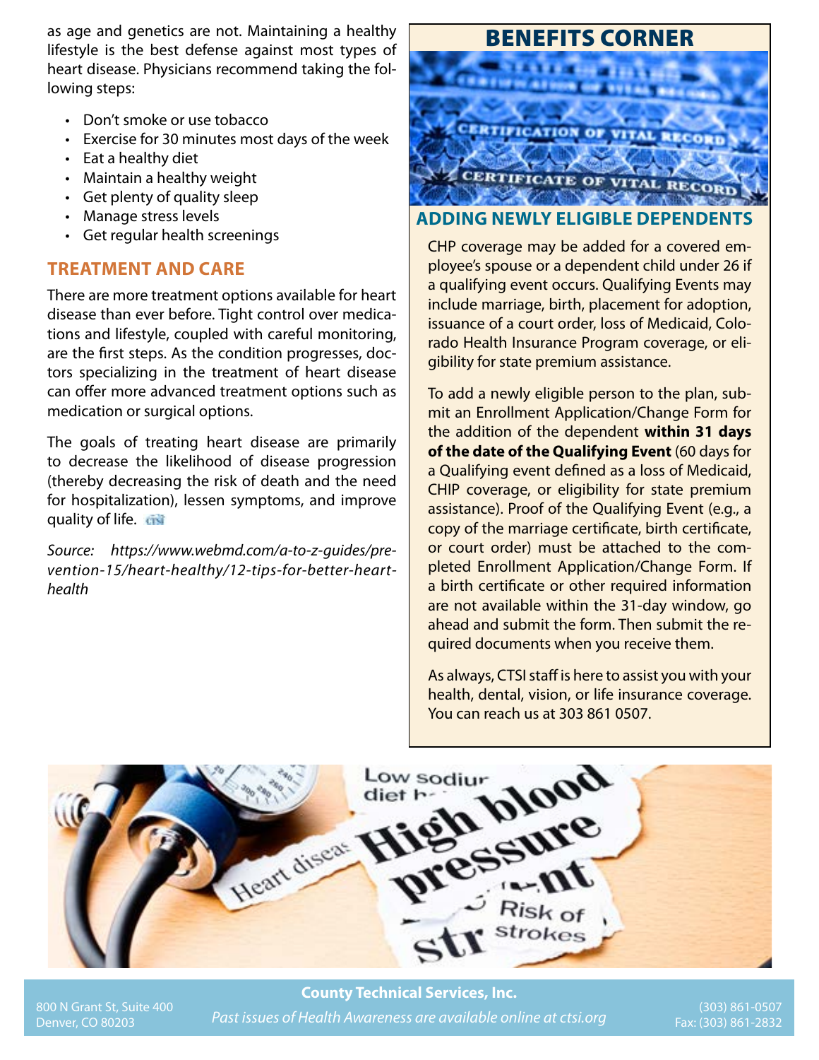as age and genetics are not. Maintaining a healthy lifestyle is the best defense against most types of heart disease. Physicians recommend taking the following steps:

- Don't smoke or use tobacco
- Exercise for 30 minutes most days of the week
- Eat a healthy diet
- Maintain a healthy weight
- Get plenty of quality sleep
- Manage stress levels
- Get regular health screenings

## TREATMENT AND CARE

There are more treatment options available for heart disease than ever before. Tight control over medications and lifestyle, coupled with careful monitoring, are the first steps. As the condition progresses, doctors specializing in the treatment of heart disease can offer more advanced treatment options such as medication or surgical options.

The goals of treating heart disease are primarily to decrease the likelihood of disease progression (thereby decreasing the risk of death and the need for hospitalization), lessen symptoms, and improve quality of life.

*Source: https://www.webmd.com/a-to-z-guides/prevention-15/heart-healthy/12-tips-for-better-heart-health*

# BENEFITS CORNER

## ADDING NEWLY ELIGIBLE DEPENDENTS

CHP coverage may be added for a covered employee's spouse or a dependent child under 26 if a qualifying event occurs. Qualifying Events may include marriage, birth, placement for adoption, issuance of a court order, loss of Medicaid, Colorado Health Insurance Program coverage, or eligibility for state premium assistance.

To add a newly eligible person to the plan, submit an Enrollment Application/Change Form for the addition of the dependent **within 31 days of the date of the Qualifying Event** (60 days for a Qualifying event defined as a loss of Medicaid, CHIP coverage, or eligibility for state premium assistance). Proof of the Qualifying Event (e.g., a copy of the marriage certificate, birth certificate, or court order) must be attached to the completed Enrollment Application/Change Form. If a birth certificate or other required information are not available within the 31-day window, go ahead and submit the form. Then submit the required documents when you receive them.

As always, CTSI staff is here to assist you with your health, dental, vision, or life insurance coverage. You can reach us at 303 861 0507.

**County Technical Services, Inc.**

800 N Grant St, Suite 400
Denver, CO 80203

*Past issues of Health Awareness are available online at ctsi.org*

(303) 861-0507
Fax: (303) 861-2832